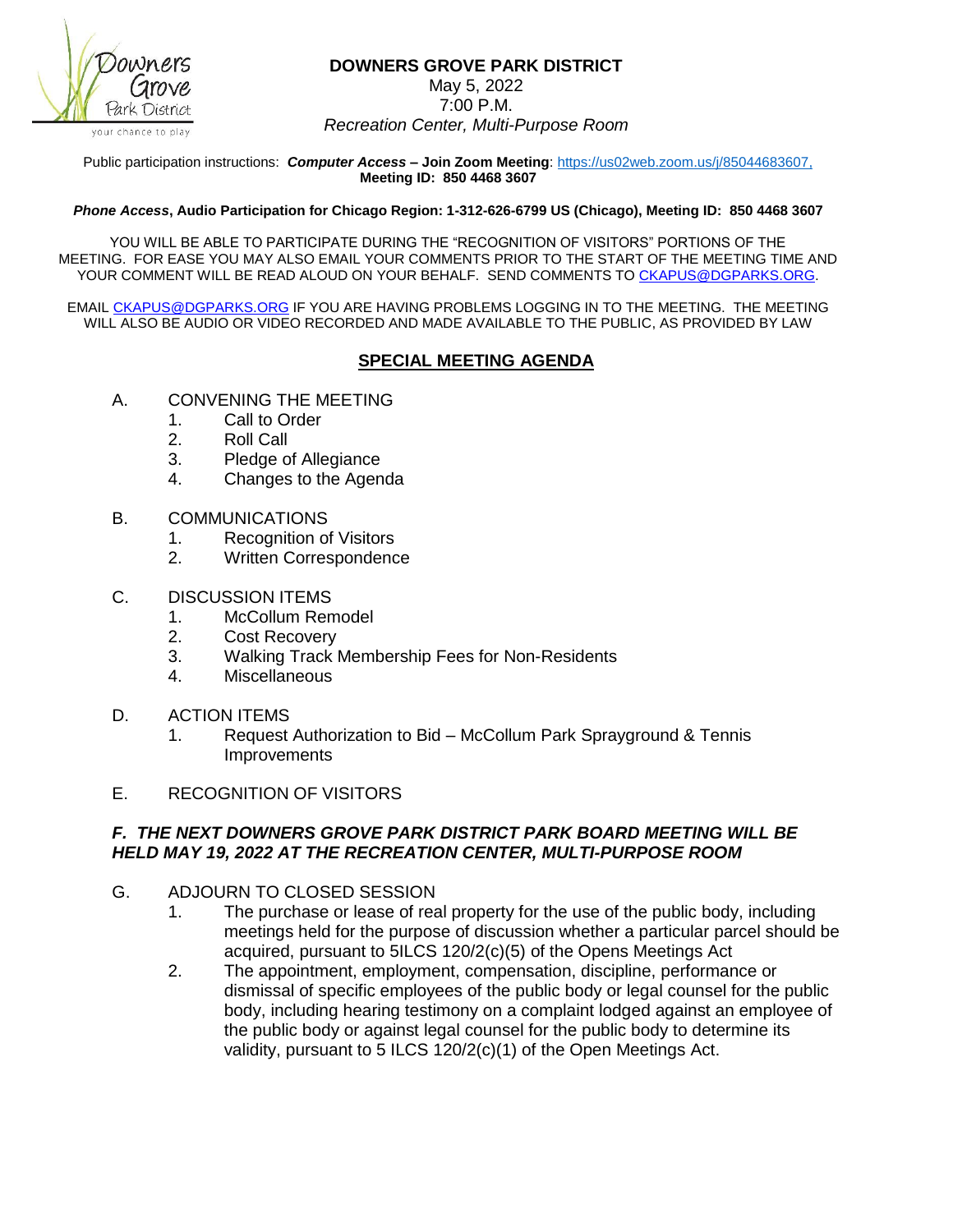# DOWNERS GROVE PARK DISTRICT

May 5, 2022
7:00 P.M.
*Recreation Center, Multi-Purpose Room*

Public participation instructions: ***Computer Access* – Join Zoom Meeting**: https://us02web.zoom.us/j/85044683607, **Meeting ID: 850 4468 3607**

***Phone Access*, Audio Participation for Chicago Region: 1-312-626-6799 US (Chicago), Meeting ID: 850 4468 3607**

YOU WILL BE ABLE TO PARTICIPATE DURING THE "RECOGNITION OF VISITORS" PORTIONS OF THE MEETING. FOR EASE YOU MAY ALSO EMAIL YOUR COMMENTS PRIOR TO THE START OF THE MEETING TIME AND YOUR COMMENT WILL BE READ ALOUD ON YOUR BEHALF. SEND COMMENTS TO CKAPUS@DGPARKS.ORG.

EMAIL CKAPUS@DGPARKS.ORG IF YOU ARE HAVING PROBLEMS LOGGING IN TO THE MEETING. THE MEETING WILL ALSO BE AUDIO OR VIDEO RECORDED AND MADE AVAILABLE TO THE PUBLIC, AS PROVIDED BY LAW

## SPECIAL MEETING AGENDA

A. CONVENING THE MEETING
   1. Call to Order
   2. Roll Call
   3. Pledge of Allegiance
   4. Changes to the Agenda

B. COMMUNICATIONS
   1. Recognition of Visitors
   2. Written Correspondence

C. DISCUSSION ITEMS
   1. McCollum Remodel
   2. Cost Recovery
   3. Walking Track Membership Fees for Non-Residents
   4. Miscellaneous

D. ACTION ITEMS
   1. Request Authorization to Bid – McCollum Park Sprayground & Tennis Improvements

E. RECOGNITION OF VISITORS

***F. THE NEXT DOWNERS GROVE PARK DISTRICT PARK BOARD MEETING WILL BE HELD MAY 19, 2022 AT THE RECREATION CENTER, MULTI-PURPOSE ROOM***

G. ADJOURN TO CLOSED SESSION
   1. The purchase or lease of real property for the use of the public body, including meetings held for the purpose of discussion whether a particular parcel should be acquired, pursuant to 5ILCS 120/2(c)(5) of the Opens Meetings Act
   2. The appointment, employment, compensation, discipline, performance or dismissal of specific employees of the public body or legal counsel for the public body, including hearing testimony on a complaint lodged against an employee of the public body or against legal counsel for the public body to determine its validity, pursuant to 5 ILCS 120/2(c)(1) of the Open Meetings Act.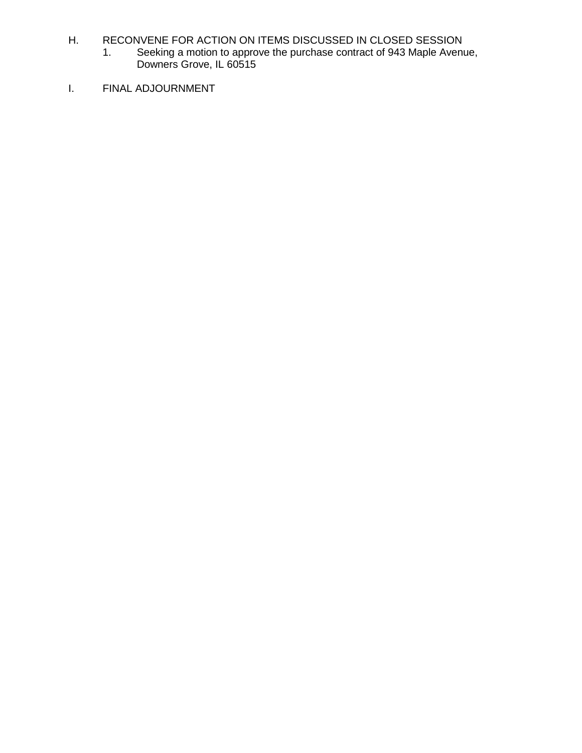H. RECONVENE FOR ACTION ON ITEMS DISCUSSED IN CLOSED SESSION

1. Seeking a motion to approve the purchase contract of 943 Maple Avenue, Downers Grove, IL 60515

I. FINAL ADJOURNMENT